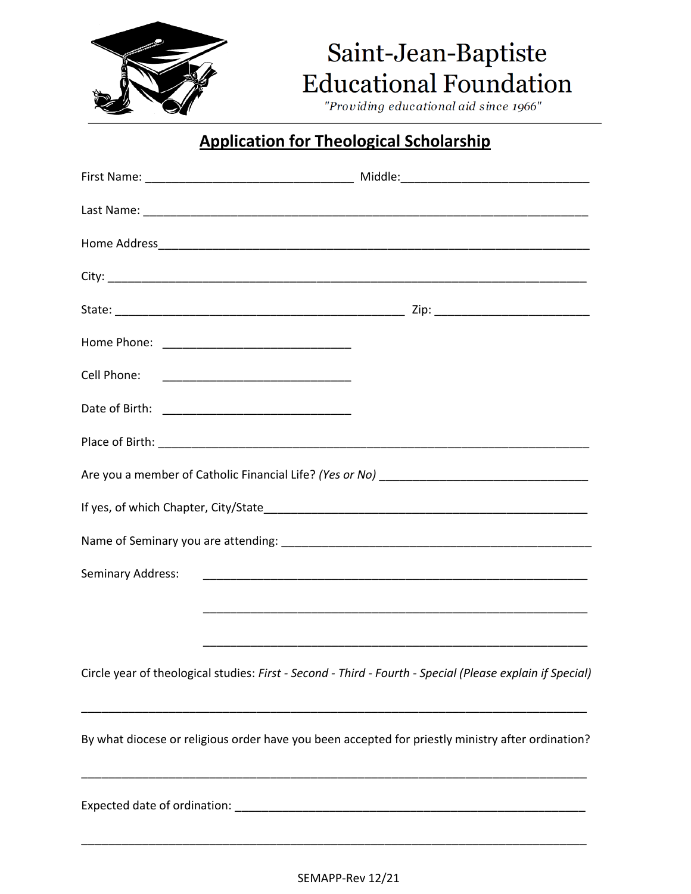# Saint-Jean-Baptiste Educational Foundation

*"Providing educational aid since 1966"*

## Application for Theological Scholarship

First Name: _______________________________ Middle:____________________________

Last Name: ____________________________________________________________________

Home Address___________________________________________________________________

City: _________________________________________________________________________

State: ____________________________________________ Zip: _______________________

Home Phone: _____________________________

Cell Phone: _____________________________

Date of Birth: _____________________________

Place of Birth: _______________________________________________________________

Are you a member of Catholic Financial Life? *(Yes or No)* ________________________________

If yes, of which Chapter, City/State____________________________________________________

Name of Seminary you are attending: ___________________________________________________

Seminary Address: ____________________________________________________________

____________________________________________________________

____________________________________________________________

Circle year of theological studies: *First - Second - Third - Fourth - Special (Please explain if Special)*

_______________________________________________________________________________

By what diocese or religious order have you been accepted for priestly ministry after ordination?

_______________________________________________________________________________

Expected date of ordination: ______________________________________________________

_______________________________________________________________________________

SEMAPP-Rev 12/21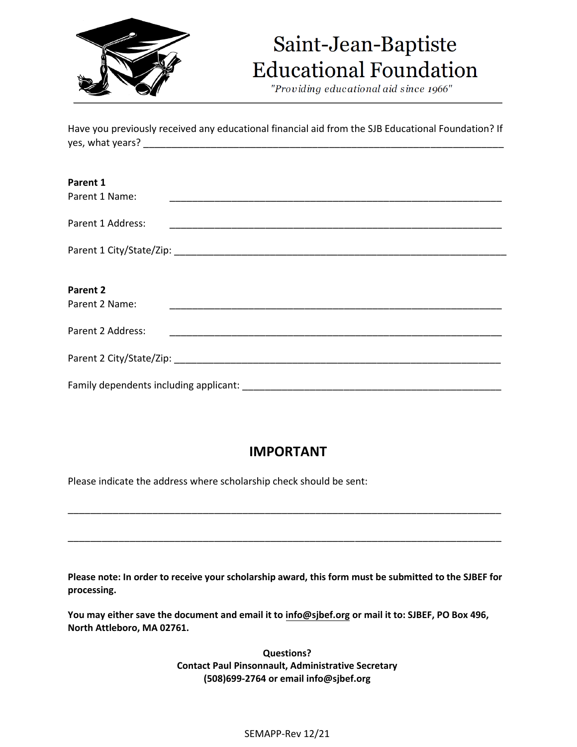# Saint-Jean-Baptiste Educational Foundation

*"Providing educational aid since 1966"*

Have you previously received any educational financial aid from the SJB Educational Foundation? If yes, what years? ______________________________________________________________________

**Parent 1**

Parent 1 Name: ______________________________________________________________

Parent 1 Address: ______________________________________________________________

Parent 1 City/State/Zip: ______________________________________________________________

**Parent 2**

Parent 2 Name: ______________________________________________________________

Parent 2 Address: ______________________________________________________________

Parent 2 City/State/Zip: ______________________________________________________________

Family dependents including applicant: ________________________________________________

## IMPORTANT

Please indicate the address where scholarship check should be sent:

________________________________________________________________________________

________________________________________________________________________________

**Please note: In order to receive your scholarship award, this form must be submitted to the SJBEF for processing.**

**You may either save the document and email it to info@sjbef.org or mail it to: SJBEF, PO Box 496, North Attleboro, MA 02761.**

**Questions?**
**Contact Paul Pinsonnault, Administrative Secretary**
**(508)699-2764 or email info@sjbef.org**

SEMAPP-Rev 12/21